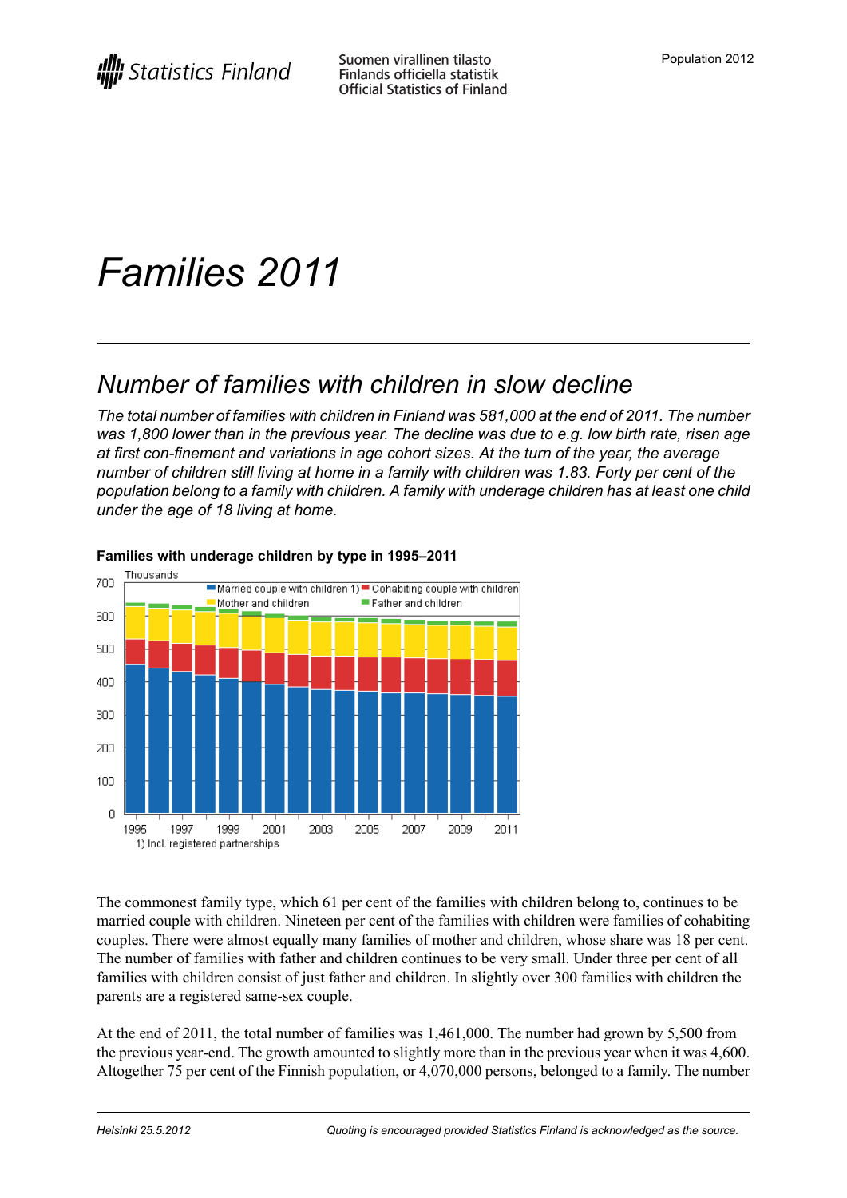Statistics Finland

Suomen virallinen tilasto
Finlands officiella statistik
Official Statistics of Finland

Population 2012

# *Families 2011*

## *Number of families with children in slow decline*

*The total number of families with children in Finland was 581,000 at the end of 2011. The number was 1,800 lower than in the previous year. The decline was due to e.g. low birth rate, risen age at first con-finement and variations in age cohort sizes. At the turn of the year, the average number of children still living at home in a family with children was 1.83. Forty per cent of the population belong to a family with children. A family with underage children has at least one child under the age of 18 living at home.*

**Families with underage children by type in 1995–2011**

1) Incl. registered partnerships

The commonest family type, which 61 per cent of the families with children belong to, continues to be married couple with children. Nineteen per cent of the families with children were families of cohabiting couples. There were almost equally many families of mother and children, whose share was 18 per cent. The number of families with father and children continues to be very small. Under three per cent of all families with children consist of just father and children. In slightly over 300 families with children the parents are a registered same-sex couple.

At the end of 2011, the total number of families was 1,461,000. The number had grown by 5,500 from the previous year-end. The growth amounted to slightly more than in the previous year when it was 4,600. Altogether 75 per cent of the Finnish population, or 4,070,000 persons, belonged to a family. The number

Helsinki 25.5.2012

Quoting is encouraged provided Statistics Finland is acknowledged as the source.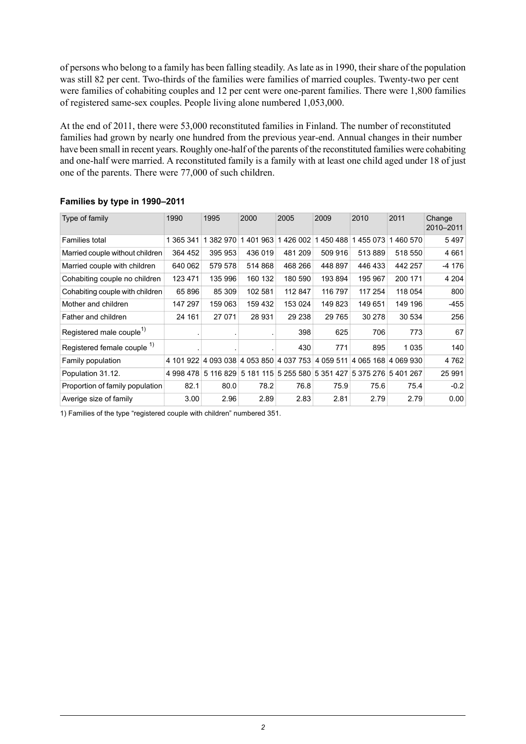of persons who belong to a family has been falling steadily. As late as in 1990, their share of the population was still 82 per cent. Two-thirds of the families were families of married couples. Twenty-two per cent were families of cohabiting couples and 12 per cent were one-parent families. There were 1,800 families of registered same-sex couples. People living alone numbered 1,053,000.

At the end of 2011, there were 53,000 reconstituted families in Finland. The number of reconstituted families had grown by nearly one hundred from the previous year-end. Annual changes in their number have been small in recent years. Roughly one-half of the parents of the reconstituted families were cohabiting and one-half were married. A reconstituted family is a family with at least one child aged under 18 of just one of the parents. There were 77,000 of such children.

### Families by type in 1990–2011

| Type of family | 1990 | 1995 | 2000 | 2005 | 2009 | 2010 | 2011 | Change 2010–2011 |
|---|---|---|---|---|---|---|---|---|
| Families total | 1 365 341 | 1 382 970 | 1 401 963 | 1 426 002 | 1 450 488 | 1 455 073 | 1 460 570 | 5 497 |
| Married couple without children | 364 452 | 395 953 | 436 019 | 481 209 | 509 916 | 513 889 | 518 550 | 4 661 |
| Married couple with children | 640 062 | 579 578 | 514 868 | 468 266 | 448 897 | 446 433 | 442 257 | -4 176 |
| Cohabiting couple no children | 123 471 | 135 996 | 160 132 | 180 590 | 193 894 | 195 967 | 200 171 | 4 204 |
| Cohabiting couple with children | 65 896 | 85 309 | 102 581 | 112 847 | 116 797 | 117 254 | 118 054 | 800 |
| Mother and children | 147 297 | 159 063 | 159 432 | 153 024 | 149 823 | 149 651 | 149 196 | -455 |
| Father and children | 24 161 | 27 071 | 28 931 | 29 238 | 29 765 | 30 278 | 30 534 | 256 |
| Registered male couple[1)] | . | . | . | 398 | 625 | 706 | 773 | 67 |
| Registered female couple [1)] | . | . | . | 430 | 771 | 895 | 1 035 | 140 |
| Family population | 4 101 922 | 4 093 038 | 4 053 850 | 4 037 753 | 4 059 511 | 4 065 168 | 4 069 930 | 4 762 |
| Population 31.12. | 4 998 478 | 5 116 829 | 5 181 115 | 5 255 580 | 5 351 427 | 5 375 276 | 5 401 267 | 25 991 |
| Proportion of family population | 82.1 | 80.0 | 78.2 | 76.8 | 75.9 | 75.6 | 75.4 | -0.2 |
| Averige size of family | 3.00 | 2.96 | 2.89 | 2.83 | 2.81 | 2.79 | 2.79 | 0.00 |

1) Families of the type "registered couple with children" numbered 351.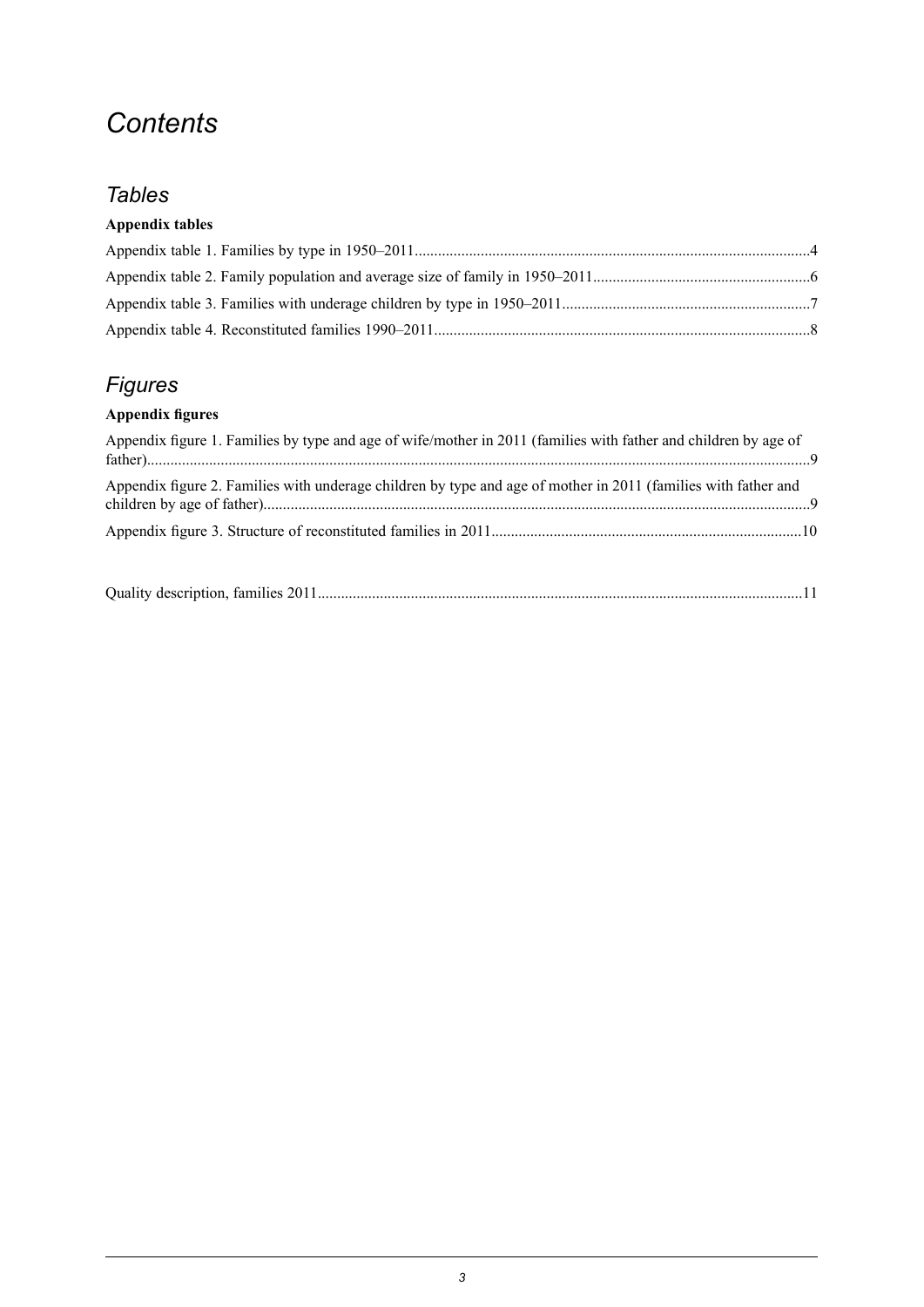# *Contents*

## *Tables*

**Appendix tables**

Appendix table 1. Families by type in 1950–2011.....................................................................................................4

Appendix table 2. Family population and average size of family in 1950–2011.......................................................6

Appendix table 3. Families with underage children by type in 1950–2011...............................................................7

Appendix table 4. Reconstituted families 1990–2011................................................................................................8

## *Figures*

**Appendix figures**

Appendix figure 1. Families by type and age of wife/mother in 2011 (families with father and children by age of father)........................................................................................................................................................9

Appendix figure 2. Families with underage children by type and age of mother in 2011 (families with father and children by age of father)...........................................................................................................................9

Appendix figure 3. Structure of reconstituted families in 2011...............................................................................10

Quality description, families 2011............................................................................................................................11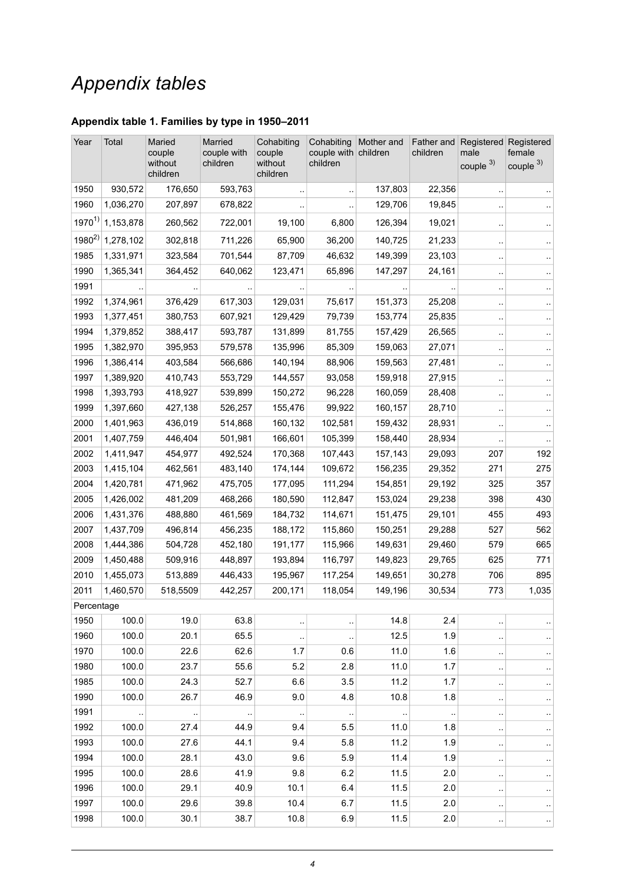# *Appendix tables*

### Appendix table 1. Families by type in 1950–2011

| Year | Total | Maried couple without children | Married couple with children | Cohabiting couple without children | Cohabiting couple with children | Mother and children | Father and children | Registered male couple [3)] | Registered female couple [3)] |
|---|---|---|---|---|---|---|---|---|---|
| 1950 | 930,572 | 176,650 | 593,763 | .. | .. | 137,803 | 22,356 | .. | .. |
| 1960 | 1,036,270 | 207,897 | 678,822 | .. | .. | 129,706 | 19,845 | .. | .. |
| 1970[1)] | 1,153,878 | 260,562 | 722,001 | 19,100 | 6,800 | 126,394 | 19,021 | .. | .. |
| 1980[2)] | 1,278,102 | 302,818 | 711,226 | 65,900 | 36,200 | 140,725 | 21,233 | .. | .. |
| 1985 | 1,331,971 | 323,584 | 701,544 | 87,709 | 46,632 | 149,399 | 23,103 | .. | .. |
| 1990 | 1,365,341 | 364,452 | 640,062 | 123,471 | 65,896 | 147,297 | 24,161 | .. | .. |
| 1991 | .. | .. | .. | .. | .. | .. | .. | .. | .. |
| 1992 | 1,374,961 | 376,429 | 617,303 | 129,031 | 75,617 | 151,373 | 25,208 | .. | .. |
| 1993 | 1,377,451 | 380,753 | 607,921 | 129,429 | 79,739 | 153,774 | 25,835 | .. | .. |
| 1994 | 1,379,852 | 388,417 | 593,787 | 131,899 | 81,755 | 157,429 | 26,565 | .. | .. |
| 1995 | 1,382,970 | 395,953 | 579,578 | 135,996 | 85,309 | 159,063 | 27,071 | .. | .. |
| 1996 | 1,386,414 | 403,584 | 566,686 | 140,194 | 88,906 | 159,563 | 27,481 | .. | .. |
| 1997 | 1,389,920 | 410,743 | 553,729 | 144,557 | 93,058 | 159,918 | 27,915 | .. | .. |
| 1998 | 1,393,793 | 418,927 | 539,899 | 150,272 | 96,228 | 160,059 | 28,408 | .. | .. |
| 1999 | 1,397,660 | 427,138 | 526,257 | 155,476 | 99,922 | 160,157 | 28,710 | .. | .. |
| 2000 | 1,401,963 | 436,019 | 514,868 | 160,132 | 102,581 | 159,432 | 28,931 | .. | .. |
| 2001 | 1,407,759 | 446,404 | 501,981 | 166,601 | 105,399 | 158,440 | 28,934 | .. | .. |
| 2002 | 1,411,947 | 454,977 | 492,524 | 170,368 | 107,443 | 157,143 | 29,093 | 207 | 192 |
| 2003 | 1,415,104 | 462,561 | 483,140 | 174,144 | 109,672 | 156,235 | 29,352 | 271 | 275 |
| 2004 | 1,420,781 | 471,962 | 475,705 | 177,095 | 111,294 | 154,851 | 29,192 | 325 | 357 |
| 2005 | 1,426,002 | 481,209 | 468,266 | 180,590 | 112,847 | 153,024 | 29,238 | 398 | 430 |
| 2006 | 1,431,376 | 488,880 | 461,569 | 184,732 | 114,671 | 151,475 | 29,101 | 455 | 493 |
| 2007 | 1,437,709 | 496,814 | 456,235 | 188,172 | 115,860 | 150,251 | 29,288 | 527 | 562 |
| 2008 | 1,444,386 | 504,728 | 452,180 | 191,177 | 115,966 | 149,631 | 29,460 | 579 | 665 |
| 2009 | 1,450,488 | 509,916 | 448,897 | 193,894 | 116,797 | 149,823 | 29,765 | 625 | 771 |
| 2010 | 1,455,073 | 513,889 | 446,433 | 195,967 | 117,254 | 149,651 | 30,278 | 706 | 895 |
| 2011 | 1,460,570 | 518,5509 | 442,257 | 200,171 | 118,054 | 149,196 | 30,534 | 773 | 1,035 |
| Percentage | | | | | | | | | |
| 1950 | 100.0 | 19.0 | 63.8 | .. | .. | 14.8 | 2.4 | .. | .. |
| 1960 | 100.0 | 20.1 | 65.5 | .. | .. | 12.5 | 1.9 | .. | .. |
| 1970 | 100.0 | 22.6 | 62.6 | 1.7 | 0.6 | 11.0 | 1.6 | .. | .. |
| 1980 | 100.0 | 23.7 | 55.6 | 5.2 | 2.8 | 11.0 | 1.7 | .. | .. |
| 1985 | 100.0 | 24.3 | 52.7 | 6.6 | 3.5 | 11.2 | 1.7 | .. | .. |
| 1990 | 100.0 | 26.7 | 46.9 | 9.0 | 4.8 | 10.8 | 1.8 | .. | .. |
| 1991 | .. | .. | .. | .. | .. | .. | .. | .. | .. |
| 1992 | 100.0 | 27.4 | 44.9 | 9.4 | 5.5 | 11.0 | 1.8 | .. | .. |
| 1993 | 100.0 | 27.6 | 44.1 | 9.4 | 5.8 | 11.2 | 1.9 | .. | .. |
| 1994 | 100.0 | 28.1 | 43.0 | 9.6 | 5.9 | 11.4 | 1.9 | .. | .. |
| 1995 | 100.0 | 28.6 | 41.9 | 9.8 | 6.2 | 11.5 | 2.0 | .. | .. |
| 1996 | 100.0 | 29.1 | 40.9 | 10.1 | 6.4 | 11.5 | 2.0 | .. | .. |
| 1997 | 100.0 | 29.6 | 39.8 | 10.4 | 6.7 | 11.5 | 2.0 | .. | .. |
| 1998 | 100.0 | 30.1 | 38.7 | 10.8 | 6.9 | 11.5 | 2.0 | .. | .. |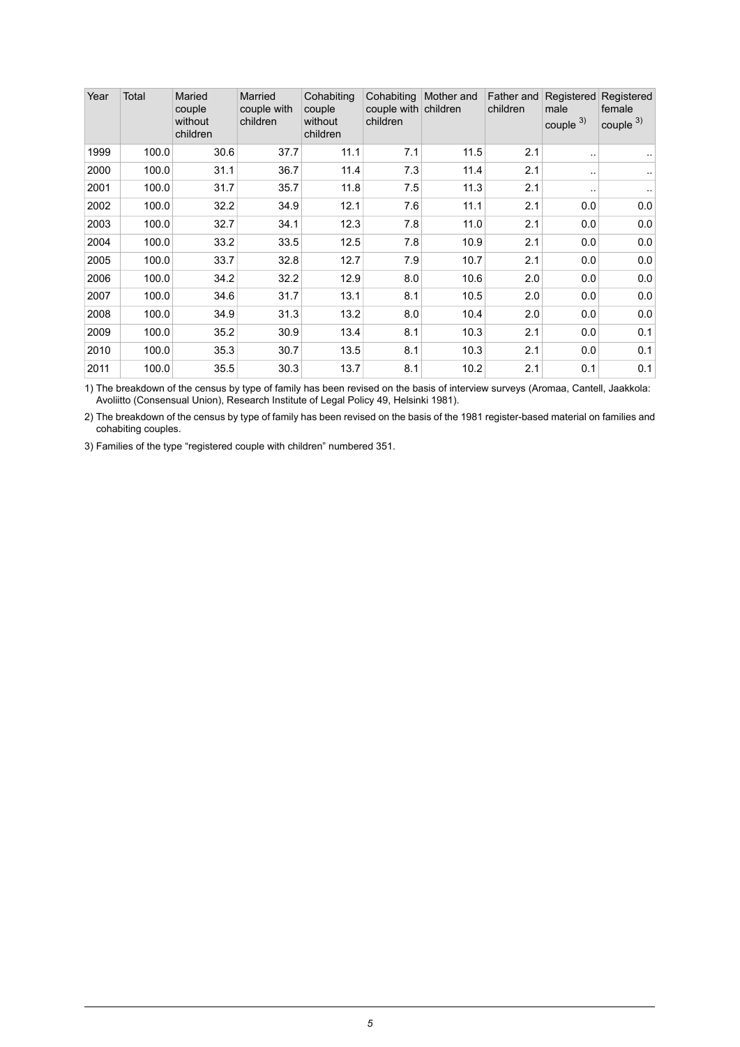| Year | Total | Maried couple without children | Married couple with children | Cohabiting couple without children | Cohabiting couple with children | Mother and children | Father and children | Registered male couple 3) | Registered female couple 3) |
|---|---|---|---|---|---|---|---|---|---|
| 1999 | 100.0 | 30.6 | 37.7 | 11.1 | 7.1 | 11.5 | 2.1 | .. | .. |
| 2000 | 100.0 | 31.1 | 36.7 | 11.4 | 7.3 | 11.4 | 2.1 | .. | .. |
| 2001 | 100.0 | 31.7 | 35.7 | 11.8 | 7.5 | 11.3 | 2.1 | .. | .. |
| 2002 | 100.0 | 32.2 | 34.9 | 12.1 | 7.6 | 11.1 | 2.1 | 0.0 | 0.0 |
| 2003 | 100.0 | 32.7 | 34.1 | 12.3 | 7.8 | 11.0 | 2.1 | 0.0 | 0.0 |
| 2004 | 100.0 | 33.2 | 33.5 | 12.5 | 7.8 | 10.9 | 2.1 | 0.0 | 0.0 |
| 2005 | 100.0 | 33.7 | 32.8 | 12.7 | 7.9 | 10.7 | 2.1 | 0.0 | 0.0 |
| 2006 | 100.0 | 34.2 | 32.2 | 12.9 | 8.0 | 10.6 | 2.0 | 0.0 | 0.0 |
| 2007 | 100.0 | 34.6 | 31.7 | 13.1 | 8.1 | 10.5 | 2.0 | 0.0 | 0.0 |
| 2008 | 100.0 | 34.9 | 31.3 | 13.2 | 8.0 | 10.4 | 2.0 | 0.0 | 0.0 |
| 2009 | 100.0 | 35.2 | 30.9 | 13.4 | 8.1 | 10.3 | 2.1 | 0.0 | 0.1 |
| 2010 | 100.0 | 35.3 | 30.7 | 13.5 | 8.1 | 10.3 | 2.1 | 0.0 | 0.1 |
| 2011 | 100.0 | 35.5 | 30.3 | 13.7 | 8.1 | 10.2 | 2.1 | 0.1 | 0.1 |

1) The breakdown of the census by type of family has been revised on the basis of interview surveys (Aromaa, Cantell, Jaakkola: Avoliitto (Consensual Union), Research Institute of Legal Policy 49, Helsinki 1981).

2) The breakdown of the census by type of family has been revised on the basis of the 1981 register-based material on families and cohabiting couples.

3) Families of the type "registered couple with children" numbered 351.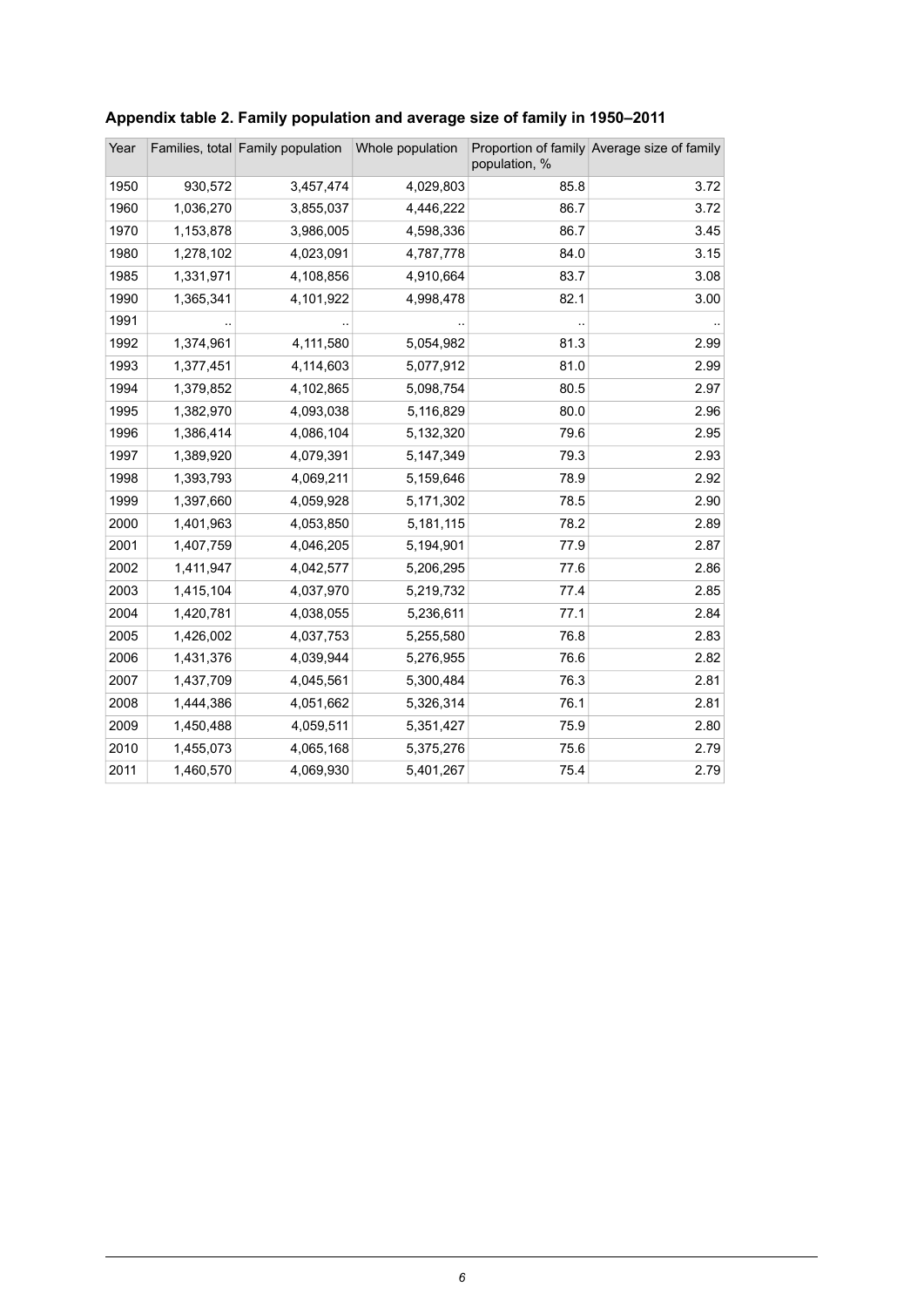**Appendix table 2. Family population and average size of family in 1950–2011**

| Year | Families, total | Family population | Whole population | Proportion of family population, % | Average size of family |
|---|---|---|---|---|---|
| 1950 | 930,572 | 3,457,474 | 4,029,803 | 85.8 | 3.72 |
| 1960 | 1,036,270 | 3,855,037 | 4,446,222 | 86.7 | 3.72 |
| 1970 | 1,153,878 | 3,986,005 | 4,598,336 | 86.7 | 3.45 |
| 1980 | 1,278,102 | 4,023,091 | 4,787,778 | 84.0 | 3.15 |
| 1985 | 1,331,971 | 4,108,856 | 4,910,664 | 83.7 | 3.08 |
| 1990 | 1,365,341 | 4,101,922 | 4,998,478 | 82.1 | 3.00 |
| 1991 | .. | .. | .. | .. | .. |
| 1992 | 1,374,961 | 4,111,580 | 5,054,982 | 81.3 | 2.99 |
| 1993 | 1,377,451 | 4,114,603 | 5,077,912 | 81.0 | 2.99 |
| 1994 | 1,379,852 | 4,102,865 | 5,098,754 | 80.5 | 2.97 |
| 1995 | 1,382,970 | 4,093,038 | 5,116,829 | 80.0 | 2.96 |
| 1996 | 1,386,414 | 4,086,104 | 5,132,320 | 79.6 | 2.95 |
| 1997 | 1,389,920 | 4,079,391 | 5,147,349 | 79.3 | 2.93 |
| 1998 | 1,393,793 | 4,069,211 | 5,159,646 | 78.9 | 2.92 |
| 1999 | 1,397,660 | 4,059,928 | 5,171,302 | 78.5 | 2.90 |
| 2000 | 1,401,963 | 4,053,850 | 5,181,115 | 78.2 | 2.89 |
| 2001 | 1,407,759 | 4,046,205 | 5,194,901 | 77.9 | 2.87 |
| 2002 | 1,411,947 | 4,042,577 | 5,206,295 | 77.6 | 2.86 |
| 2003 | 1,415,104 | 4,037,970 | 5,219,732 | 77.4 | 2.85 |
| 2004 | 1,420,781 | 4,038,055 | 5,236,611 | 77.1 | 2.84 |
| 2005 | 1,426,002 | 4,037,753 | 5,255,580 | 76.8 | 2.83 |
| 2006 | 1,431,376 | 4,039,944 | 5,276,955 | 76.6 | 2.82 |
| 2007 | 1,437,709 | 4,045,561 | 5,300,484 | 76.3 | 2.81 |
| 2008 | 1,444,386 | 4,051,662 | 5,326,314 | 76.1 | 2.81 |
| 2009 | 1,450,488 | 4,059,511 | 5,351,427 | 75.9 | 2.80 |
| 2010 | 1,455,073 | 4,065,168 | 5,375,276 | 75.6 | 2.79 |
| 2011 | 1,460,570 | 4,069,930 | 5,401,267 | 75.4 | 2.79 |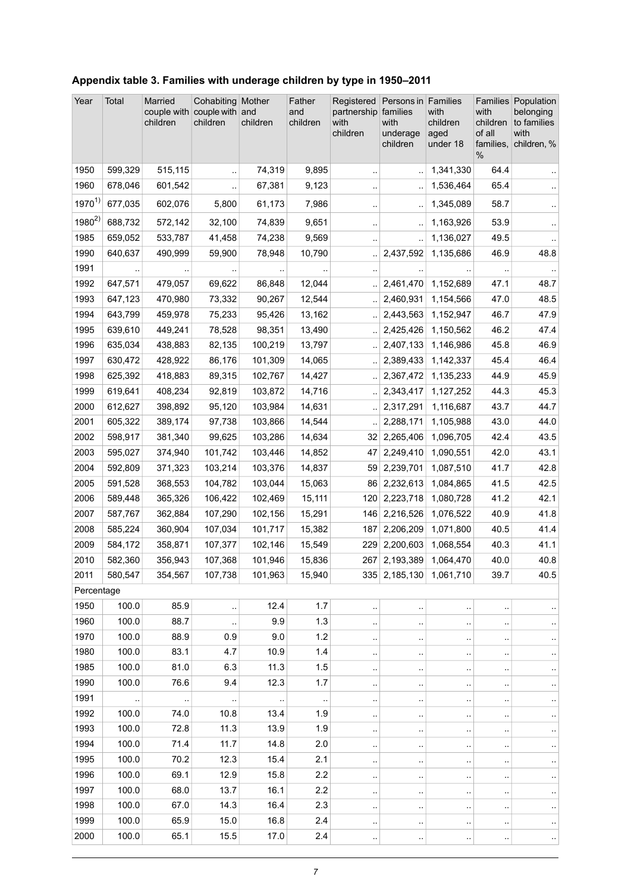## Appendix table 3. Families with underage children by type in 1950–2011

| Year | Total | Married couple with children | Cohabiting couple with children | Mother and children | Father and children | Registered partnership with children | Persons in families with underage children | Families with children aged under 18 | Families with children of all families, % | Population belonging to families with children, % |
|---|---|---|---|---|---|---|---|---|---|---|
| 1950 | 599,329 | 515,115 | .. | 74,319 | 9,895 | .. | .. | 1,341,330 | 64.4 | .. |
| 1960 | 678,046 | 601,542 | .. | 67,381 | 9,123 | .. | .. | 1,536,464 | 65.4 | .. |
| 1970[1] | 677,035 | 602,076 | 5,800 | 61,173 | 7,986 | .. | .. | 1,345,089 | 58.7 | .. |
| 1980[2] | 688,732 | 572,142 | 32,100 | 74,839 | 9,651 | .. | .. | 1,163,926 | 53.9 | .. |
| 1985 | 659,052 | 533,787 | 41,458 | 74,238 | 9,569 | .. | .. | 1,136,027 | 49.5 | .. |
| 1990 | 640,637 | 490,999 | 59,900 | 78,948 | 10,790 | .. | 2,437,592 | 1,135,686 | 46.9 | 48.8 |
| 1991 | .. | .. | .. | .. | .. | .. | .. | .. | .. | .. |
| 1992 | 647,571 | 479,057 | 69,622 | 86,848 | 12,044 | .. | 2,461,470 | 1,152,689 | 47.1 | 48.7 |
| 1993 | 647,123 | 470,980 | 73,332 | 90,267 | 12,544 | .. | 2,460,931 | 1,154,566 | 47.0 | 48.5 |
| 1994 | 643,799 | 459,978 | 75,233 | 95,426 | 13,162 | .. | 2,443,563 | 1,152,947 | 46.7 | 47.9 |
| 1995 | 639,610 | 449,241 | 78,528 | 98,351 | 13,490 | .. | 2,425,426 | 1,150,562 | 46.2 | 47.4 |
| 1996 | 635,034 | 438,883 | 82,135 | 100,219 | 13,797 | .. | 2,407,133 | 1,146,986 | 45.8 | 46.9 |
| 1997 | 630,472 | 428,922 | 86,176 | 101,309 | 14,065 | .. | 2,389,433 | 1,142,337 | 45.4 | 46.4 |
| 1998 | 625,392 | 418,883 | 89,315 | 102,767 | 14,427 | .. | 2,367,472 | 1,135,233 | 44.9 | 45.9 |
| 1999 | 619,641 | 408,234 | 92,819 | 103,872 | 14,716 | .. | 2,343,417 | 1,127,252 | 44.3 | 45.3 |
| 2000 | 612,627 | 398,892 | 95,120 | 103,984 | 14,631 | .. | 2,317,291 | 1,116,687 | 43.7 | 44.7 |
| 2001 | 605,322 | 389,174 | 97,738 | 103,866 | 14,544 | .. | 2,288,171 | 1,105,988 | 43.0 | 44.0 |
| 2002 | 598,917 | 381,340 | 99,625 | 103,286 | 14,634 | 32 | 2,265,406 | 1,096,705 | 42.4 | 43.5 |
| 2003 | 595,027 | 374,940 | 101,742 | 103,446 | 14,852 | 47 | 2,249,410 | 1,090,551 | 42.0 | 43.1 |
| 2004 | 592,809 | 371,323 | 103,214 | 103,376 | 14,837 | 59 | 2,239,701 | 1,087,510 | 41.7 | 42.8 |
| 2005 | 591,528 | 368,553 | 104,782 | 103,044 | 15,063 | 86 | 2,232,613 | 1,084,865 | 41.5 | 42.5 |
| 2006 | 589,448 | 365,326 | 106,422 | 102,469 | 15,111 | 120 | 2,223,718 | 1,080,728 | 41.2 | 42.1 |
| 2007 | 587,767 | 362,884 | 107,290 | 102,156 | 15,291 | 146 | 2,216,526 | 1,076,522 | 40.9 | 41.8 |
| 2008 | 585,224 | 360,904 | 107,034 | 101,717 | 15,382 | 187 | 2,206,209 | 1,071,800 | 40.5 | 41.4 |
| 2009 | 584,172 | 358,871 | 107,377 | 102,146 | 15,549 | 229 | 2,200,603 | 1,068,554 | 40.3 | 41.1 |
| 2010 | 582,360 | 356,943 | 107,368 | 101,946 | 15,836 | 267 | 2,193,389 | 1,064,470 | 40.0 | 40.8 |
| 2011 | 580,547 | 354,567 | 107,738 | 101,963 | 15,940 | 335 | 2,185,130 | 1,061,710 | 39.7 | 40.5 |
| Percentage | | | | | | | | | | |
| 1950 | 100.0 | 85.9 | .. | 12.4 | 1.7 | .. | .. | .. | .. | .. |
| 1960 | 100.0 | 88.7 | .. | 9.9 | 1.3 | .. | .. | .. | .. | .. |
| 1970 | 100.0 | 88.9 | 0.9 | 9.0 | 1.2 | .. | .. | .. | .. | .. |
| 1980 | 100.0 | 83.1 | 4.7 | 10.9 | 1.4 | .. | .. | .. | .. | .. |
| 1985 | 100.0 | 81.0 | 6.3 | 11.3 | 1.5 | .. | .. | .. | .. | .. |
| 1990 | 100.0 | 76.6 | 9.4 | 12.3 | 1.7 | .. | .. | .. | .. | .. |
| 1991 | .. | .. | .. | .. | .. | .. | .. | .. | .. | .. |
| 1992 | 100.0 | 74.0 | 10.8 | 13.4 | 1.9 | .. | .. | .. | .. | .. |
| 1993 | 100.0 | 72.8 | 11.3 | 13.9 | 1.9 | .. | .. | .. | .. | .. |
| 1994 | 100.0 | 71.4 | 11.7 | 14.8 | 2.0 | .. | .. | .. | .. | .. |
| 1995 | 100.0 | 70.2 | 12.3 | 15.4 | 2.1 | .. | .. | .. | .. | .. |
| 1996 | 100.0 | 69.1 | 12.9 | 15.8 | 2.2 | .. | .. | .. | .. | .. |
| 1997 | 100.0 | 68.0 | 13.7 | 16.1 | 2.2 | .. | .. | .. | .. | .. |
| 1998 | 100.0 | 67.0 | 14.3 | 16.4 | 2.3 | .. | .. | .. | .. | .. |
| 1999 | 100.0 | 65.9 | 15.0 | 16.8 | 2.4 | .. | .. | .. | .. | .. |
| 2000 | 100.0 | 65.1 | 15.5 | 17.0 | 2.4 | .. | .. | .. | .. | .. |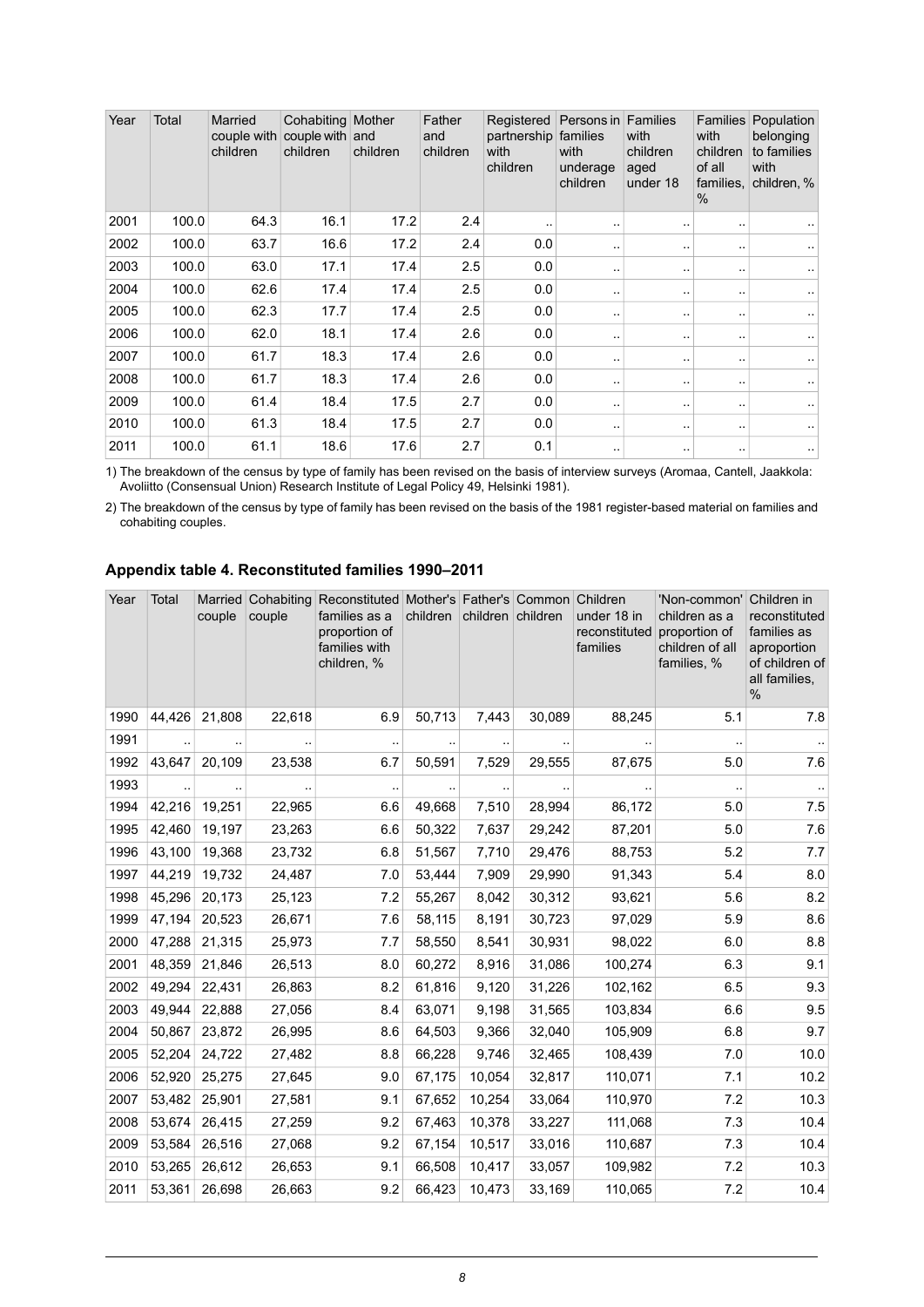| Year | Total | Married couple with children | Cohabiting couple with children | Mother and children | Father and children | Registered partnership with children | Persons in families with underage children | Families with children aged under 18 | Families with children of all families, % | Population belonging to families with children, % |
|---|---|---|---|---|---|---|---|---|---|---|
| 2001 | 100.0 | 64.3 | 16.1 | 17.2 | 2.4 | .. | .. | .. | .. | .. |
| 2002 | 100.0 | 63.7 | 16.6 | 17.2 | 2.4 | 0.0 | .. | .. | .. | .. |
| 2003 | 100.0 | 63.0 | 17.1 | 17.4 | 2.5 | 0.0 | .. | .. | .. | .. |
| 2004 | 100.0 | 62.6 | 17.4 | 17.4 | 2.5 | 0.0 | .. | .. | .. | .. |
| 2005 | 100.0 | 62.3 | 17.7 | 17.4 | 2.5 | 0.0 | .. | .. | .. | .. |
| 2006 | 100.0 | 62.0 | 18.1 | 17.4 | 2.6 | 0.0 | .. | .. | .. | .. |
| 2007 | 100.0 | 61.7 | 18.3 | 17.4 | 2.6 | 0.0 | .. | .. | .. | .. |
| 2008 | 100.0 | 61.7 | 18.3 | 17.4 | 2.6 | 0.0 | .. | .. | .. | .. |
| 2009 | 100.0 | 61.4 | 18.4 | 17.5 | 2.7 | 0.0 | .. | .. | .. | .. |
| 2010 | 100.0 | 61.3 | 18.4 | 17.5 | 2.7 | 0.0 | .. | .. | .. | .. |
| 2011 | 100.0 | 61.1 | 18.6 | 17.6 | 2.7 | 0.1 | .. | .. | .. | .. |

1) The breakdown of the census by type of family has been revised on the basis of interview surveys (Aromaa, Cantell, Jaakkola: Avoliitto (Consensual Union) Research Institute of Legal Policy 49, Helsinki 1981).

2) The breakdown of the census by type of family has been revised on the basis of the 1981 register-based material on families and cohabiting couples.

### Appendix table 4. Reconstituted families 1990–2011

| Year | Total | Married couple | Cohabiting couple | Reconstituted families as a proportion of families with children, % | Mother's children | Father's children | Common children | Children under 18 in reconstituted families | 'Non-common' children as a proportion of children of all families, % | Children in reconstituted families as aproportion of children of all families, % |
|---|---|---|---|---|---|---|---|---|---|---|
| 1990 | 44,426 | 21,808 | 22,618 | 6.9 | 50,713 | 7,443 | 30,089 | 88,245 | 5.1 | 7.8 |
| 1991 | .. | .. | .. | .. | .. | .. | .. | .. | .. | .. |
| 1992 | 43,647 | 20,109 | 23,538 | 6.7 | 50,591 | 7,529 | 29,555 | 87,675 | 5.0 | 7.6 |
| 1993 | .. | .. | .. | .. | .. | .. | .. | .. | .. | .. |
| 1994 | 42,216 | 19,251 | 22,965 | 6.6 | 49,668 | 7,510 | 28,994 | 86,172 | 5.0 | 7.5 |
| 1995 | 42,460 | 19,197 | 23,263 | 6.6 | 50,322 | 7,637 | 29,242 | 87,201 | 5.0 | 7.6 |
| 1996 | 43,100 | 19,368 | 23,732 | 6.8 | 51,567 | 7,710 | 29,476 | 88,753 | 5.2 | 7.7 |
| 1997 | 44,219 | 19,732 | 24,487 | 7.0 | 53,444 | 7,909 | 29,990 | 91,343 | 5.4 | 8.0 |
| 1998 | 45,296 | 20,173 | 25,123 | 7.2 | 55,267 | 8,042 | 30,312 | 93,621 | 5.6 | 8.2 |
| 1999 | 47,194 | 20,523 | 26,671 | 7.6 | 58,115 | 8,191 | 30,723 | 97,029 | 5.9 | 8.6 |
| 2000 | 47,288 | 21,315 | 25,973 | 7.7 | 58,550 | 8,541 | 30,931 | 98,022 | 6.0 | 8.8 |
| 2001 | 48,359 | 21,846 | 26,513 | 8.0 | 60,272 | 8,916 | 31,086 | 100,274 | 6.3 | 9.1 |
| 2002 | 49,294 | 22,431 | 26,863 | 8.2 | 61,816 | 9,120 | 31,226 | 102,162 | 6.5 | 9.3 |
| 2003 | 49,944 | 22,888 | 27,056 | 8.4 | 63,071 | 9,198 | 31,565 | 103,834 | 6.6 | 9.5 |
| 2004 | 50,867 | 23,872 | 26,995 | 8.6 | 64,503 | 9,366 | 32,040 | 105,909 | 6.8 | 9.7 |
| 2005 | 52,204 | 24,722 | 27,482 | 8.8 | 66,228 | 9,746 | 32,465 | 108,439 | 7.0 | 10.0 |
| 2006 | 52,920 | 25,275 | 27,645 | 9.0 | 67,175 | 10,054 | 32,817 | 110,071 | 7.1 | 10.2 |
| 2007 | 53,482 | 25,901 | 27,581 | 9.1 | 67,652 | 10,254 | 33,064 | 110,970 | 7.2 | 10.3 |
| 2008 | 53,674 | 26,415 | 27,259 | 9.2 | 67,463 | 10,378 | 33,227 | 111,068 | 7.3 | 10.4 |
| 2009 | 53,584 | 26,516 | 27,068 | 9.2 | 67,154 | 10,517 | 33,016 | 110,687 | 7.3 | 10.4 |
| 2010 | 53,265 | 26,612 | 26,653 | 9.1 | 66,508 | 10,417 | 33,057 | 109,982 | 7.2 | 10.3 |
| 2011 | 53,361 | 26,698 | 26,663 | 9.2 | 66,423 | 10,473 | 33,169 | 110,065 | 7.2 | 10.4 |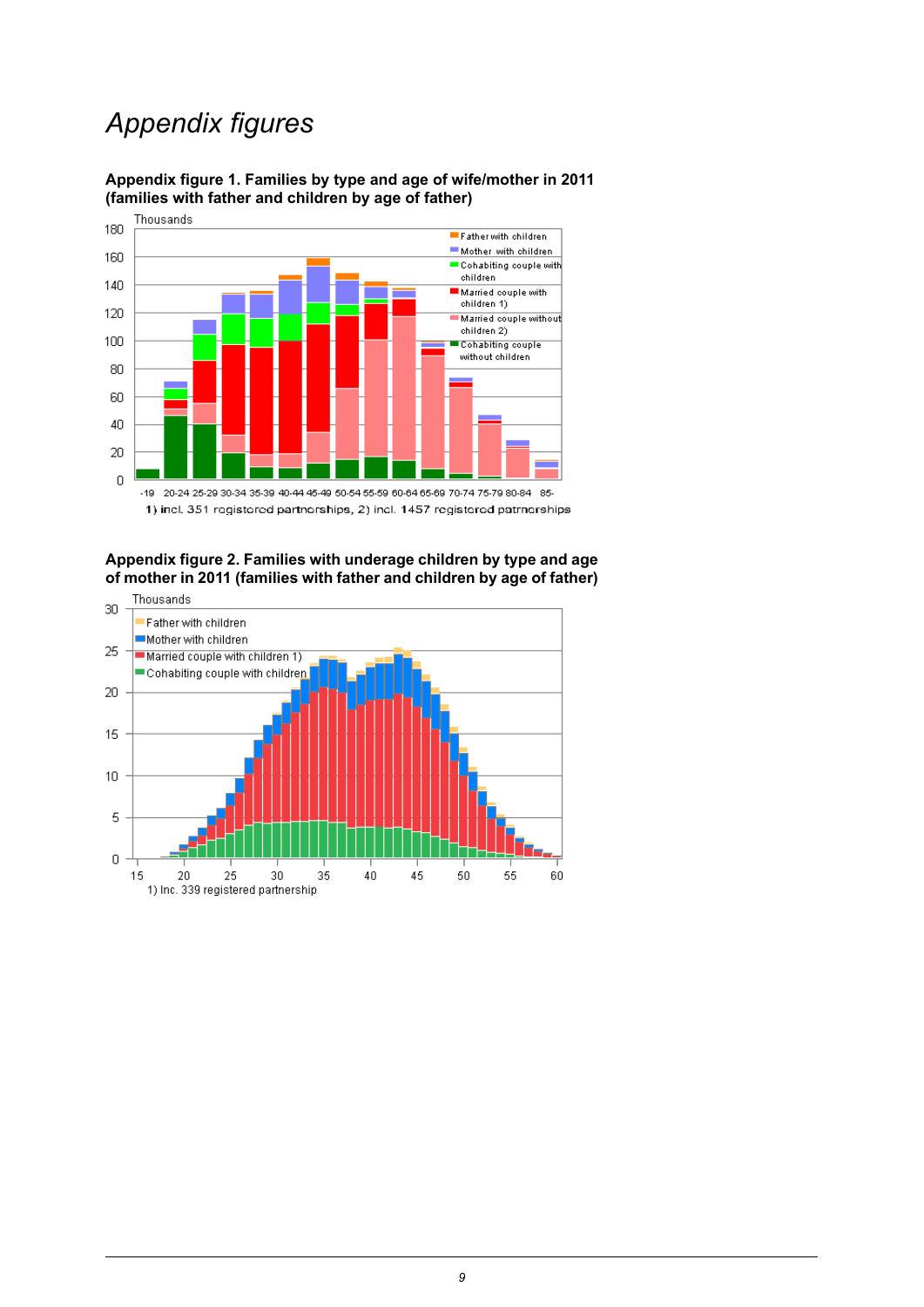# Appendix figures

**Appendix figure 1. Families by type and age of wife/mother in 2011 (families with father and children by age of father)**

Thousands

1) incl. 351 registered partnerships, 2) incl. 1457 registered patrnerships

**Appendix figure 2. Families with underage children by type and age of mother in 2011 (families with father and children by age of father)**

Thousands

1) Inc. 339 registered partnership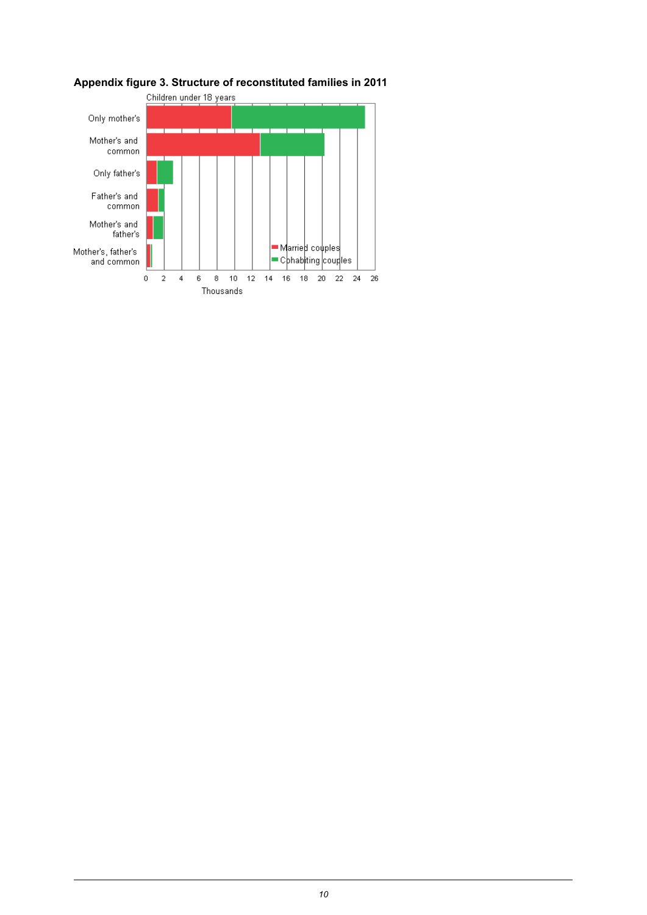**Appendix figure 3. Structure of reconstituted families in 2011**

Children under 18 years

Only mother's

Mother's and common

Only father's

Father's and common

Mother's and father's

Mother's, father's and common

Married couples

Cohabiting couples

0 2 4 6 8 10 12 14 16 18 20 22 24 26

Thousands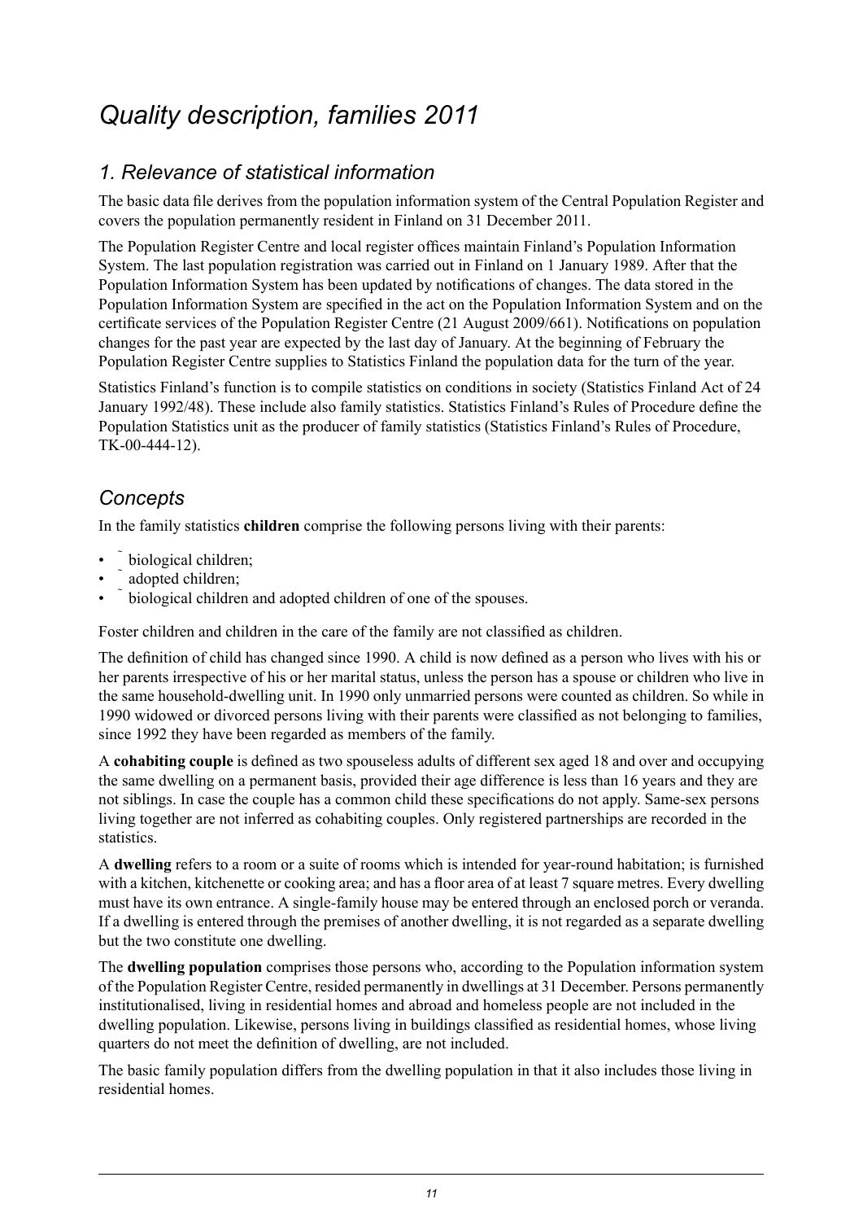# Quality description, families 2011

## 1. Relevance of statistical information

The basic data file derives from the population information system of the Central Population Register and covers the population permanently resident in Finland on 31 December 2011.

The Population Register Centre and local register offices maintain Finland's Population Information System. The last population registration was carried out in Finland on 1 January 1989. After that the Population Information System has been updated by notifications of changes. The data stored in the Population Information System are specified in the act on the Population Information System and on the certificate services of the Population Register Centre (21 August 2009/661). Notifications on population changes for the past year are expected by the last day of January. At the beginning of February the Population Register Centre supplies to Statistics Finland the population data for the turn of the year.

Statistics Finland's function is to compile statistics on conditions in society (Statistics Finland Act of 24 January 1992/48). These include also family statistics. Statistics Finland's Rules of Procedure define the Population Statistics unit as the producer of family statistics (Statistics Finland's Rules of Procedure, TK-00-444-12).

## Concepts

In the family statistics **children** comprise the following persons living with their parents:

- biological children;
- adopted children;
- biological children and adopted children of one of the spouses.

Foster children and children in the care of the family are not classified as children.

The definition of child has changed since 1990. A child is now defined as a person who lives with his or her parents irrespective of his or her marital status, unless the person has a spouse or children who live in the same household-dwelling unit. In 1990 only unmarried persons were counted as children. So while in 1990 widowed or divorced persons living with their parents were classified as not belonging to families, since 1992 they have been regarded as members of the family.

A **cohabiting couple** is defined as two spouseless adults of different sex aged 18 and over and occupying the same dwelling on a permanent basis, provided their age difference is less than 16 years and they are not siblings. In case the couple has a common child these specifications do not apply. Same-sex persons living together are not inferred as cohabiting couples. Only registered partnerships are recorded in the statistics.

A **dwelling** refers to a room or a suite of rooms which is intended for year-round habitation; is furnished with a kitchen, kitchenette or cooking area; and has a floor area of at least 7 square metres. Every dwelling must have its own entrance. A single-family house may be entered through an enclosed porch or veranda. If a dwelling is entered through the premises of another dwelling, it is not regarded as a separate dwelling but the two constitute one dwelling.

The **dwelling population** comprises those persons who, according to the Population information system of the Population Register Centre, resided permanently in dwellings at 31 December. Persons permanently institutionalised, living in residential homes and abroad and homeless people are not included in the dwelling population. Likewise, persons living in buildings classified as residential homes, whose living quarters do not meet the definition of dwelling, are not included.

The basic family population differs from the dwelling population in that it also includes those living in residential homes.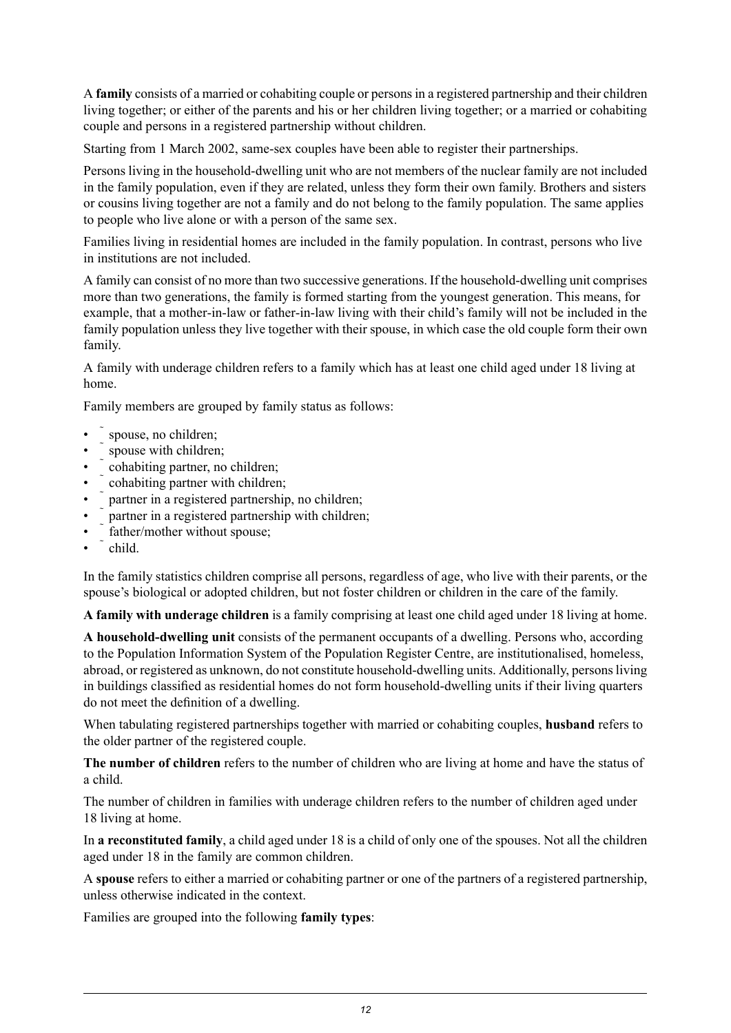A **family** consists of a married or cohabiting couple or persons in a registered partnership and their children living together; or either of the parents and his or her children living together; or a married or cohabiting couple and persons in a registered partnership without children.

Starting from 1 March 2002, same-sex couples have been able to register their partnerships.

Persons living in the household-dwelling unit who are not members of the nuclear family are not included in the family population, even if they are related, unless they form their own family. Brothers and sisters or cousins living together are not a family and do not belong to the family population. The same applies to people who live alone or with a person of the same sex.

Families living in residential homes are included in the family population. In contrast, persons who live in institutions are not included.

A family can consist of no more than two successive generations. If the household-dwelling unit comprises more than two generations, the family is formed starting from the youngest generation. This means, for example, that a mother-in-law or father-in-law living with their child's family will not be included in the family population unless they live together with their spouse, in which case the old couple form their own family.

A family with underage children refers to a family which has at least one child aged under 18 living at home.

Family members are grouped by family status as follows:

- spouse, no children;
- spouse with children;
- cohabiting partner, no children;
- cohabiting partner with children;
- partner in a registered partnership, no children;
- partner in a registered partnership with children;
- father/mother without spouse;
- child.

In the family statistics children comprise all persons, regardless of age, who live with their parents, or the spouse's biological or adopted children, but not foster children or children in the care of the family.

**A family with underage children** is a family comprising at least one child aged under 18 living at home.

**A household-dwelling unit** consists of the permanent occupants of a dwelling. Persons who, according to the Population Information System of the Population Register Centre, are institutionalised, homeless, abroad, or registered as unknown, do not constitute household-dwelling units. Additionally, persons living in buildings classified as residential homes do not form household-dwelling units if their living quarters do not meet the definition of a dwelling.

When tabulating registered partnerships together with married or cohabiting couples, **husband** refers to the older partner of the registered couple.

**The number of children** refers to the number of children who are living at home and have the status of a child.

The number of children in families with underage children refers to the number of children aged under 18 living at home.

In **a reconstituted family**, a child aged under 18 is a child of only one of the spouses. Not all the children aged under 18 in the family are common children.

A **spouse** refers to either a married or cohabiting partner or one of the partners of a registered partnership, unless otherwise indicated in the context.

Families are grouped into the following **family types**: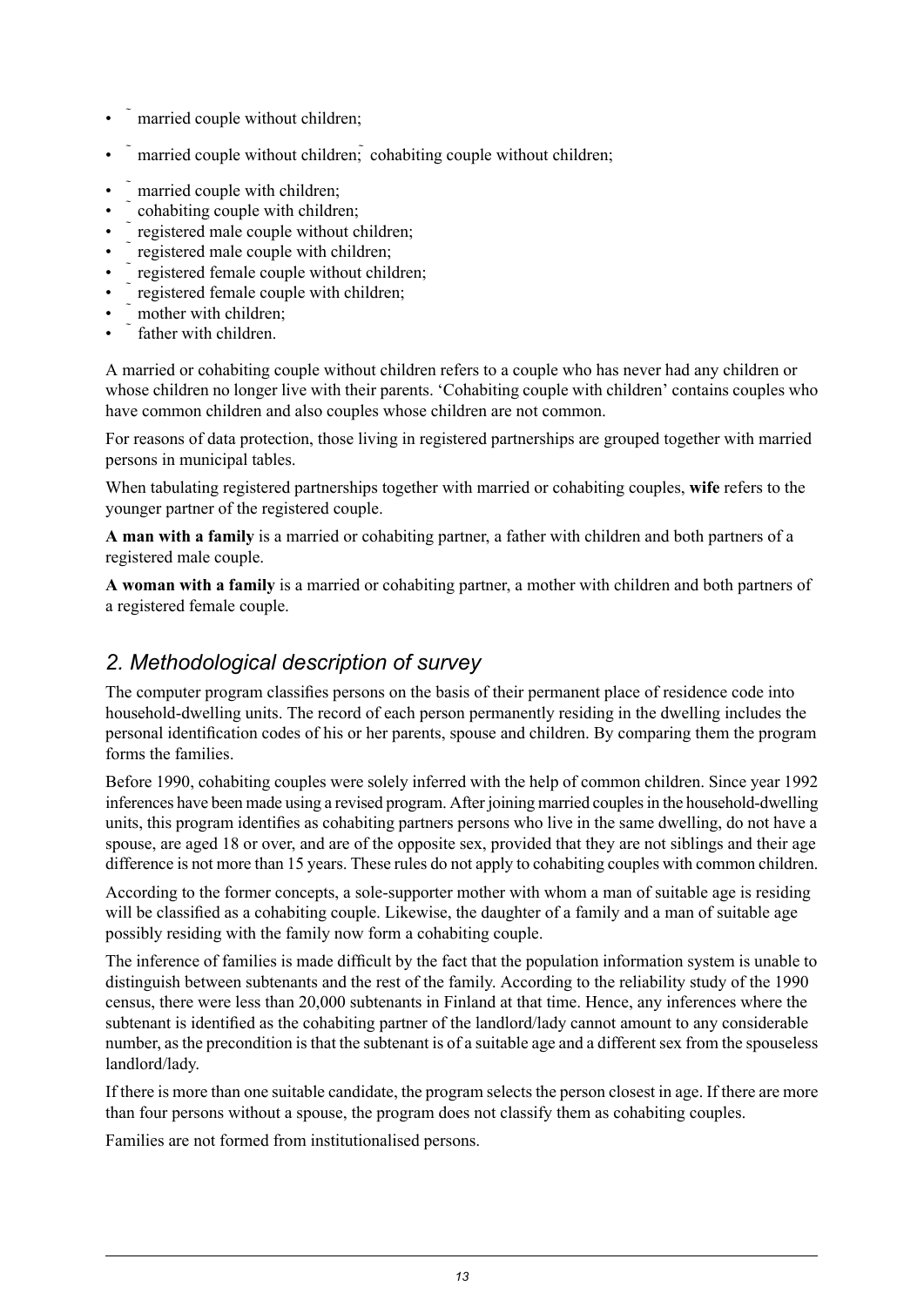- married couple without children;
- married couple without children; cohabiting couple without children;
- married couple with children;
- cohabiting couple with children;
- registered male couple without children;
- registered male couple with children;
- registered female couple without children;
- registered female couple with children;
- mother with children;
- father with children.

A married or cohabiting couple without children refers to a couple who has never had any children or whose children no longer live with their parents. 'Cohabiting couple with children' contains couples who have common children and also couples whose children are not common.

For reasons of data protection, those living in registered partnerships are grouped together with married persons in municipal tables.

When tabulating registered partnerships together with married or cohabiting couples, **wife** refers to the younger partner of the registered couple.

**A man with a family** is a married or cohabiting partner, a father with children and both partners of a registered male couple.

**A woman with a family** is a married or cohabiting partner, a mother with children and both partners of a registered female couple.

## *2. Methodological description of survey*

The computer program classifies persons on the basis of their permanent place of residence code into household-dwelling units. The record of each person permanently residing in the dwelling includes the personal identification codes of his or her parents, spouse and children. By comparing them the program forms the families.

Before 1990, cohabiting couples were solely inferred with the help of common children. Since year 1992 inferences have been made using a revised program. After joining married couples in the household-dwelling units, this program identifies as cohabiting partners persons who live in the same dwelling, do not have a spouse, are aged 18 or over, and are of the opposite sex, provided that they are not siblings and their age difference is not more than 15 years. These rules do not apply to cohabiting couples with common children.

According to the former concepts, a sole-supporter mother with whom a man of suitable age is residing will be classified as a cohabiting couple. Likewise, the daughter of a family and a man of suitable age possibly residing with the family now form a cohabiting couple.

The inference of families is made difficult by the fact that the population information system is unable to distinguish between subtenants and the rest of the family. According to the reliability study of the 1990 census, there were less than 20,000 subtenants in Finland at that time. Hence, any inferences where the subtenant is identified as the cohabiting partner of the landlord/lady cannot amount to any considerable number, as the precondition is that the subtenant is of a suitable age and a different sex from the spouseless landlord/lady.

If there is more than one suitable candidate, the program selects the person closest in age. If there are more than four persons without a spouse, the program does not classify them as cohabiting couples.

Families are not formed from institutionalised persons.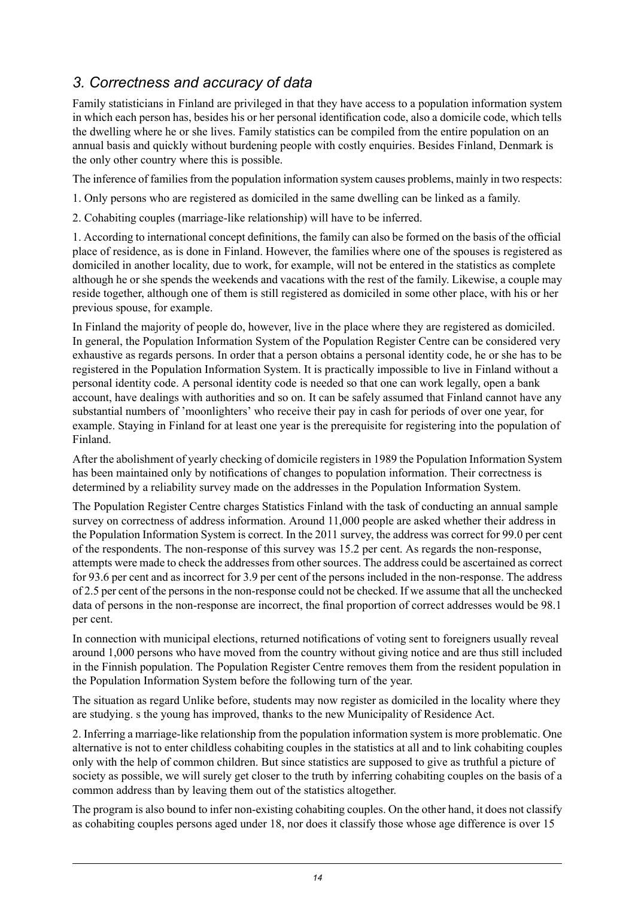## *3. Correctness and accuracy of data*

Family statisticians in Finland are privileged in that they have access to a population information system in which each person has, besides his or her personal identification code, also a domicile code, which tells the dwelling where he or she lives. Family statistics can be compiled from the entire population on an annual basis and quickly without burdening people with costly enquiries. Besides Finland, Denmark is the only other country where this is possible.

The inference of families from the population information system causes problems, mainly in two respects:

1. Only persons who are registered as domiciled in the same dwelling can be linked as a family.

2. Cohabiting couples (marriage-like relationship) will have to be inferred.

1. According to international concept definitions, the family can also be formed on the basis of the official place of residence, as is done in Finland. However, the families where one of the spouses is registered as domiciled in another locality, due to work, for example, will not be entered in the statistics as complete although he or she spends the weekends and vacations with the rest of the family. Likewise, a couple may reside together, although one of them is still registered as domiciled in some other place, with his or her previous spouse, for example.

In Finland the majority of people do, however, live in the place where they are registered as domiciled. In general, the Population Information System of the Population Register Centre can be considered very exhaustive as regards persons. In order that a person obtains a personal identity code, he or she has to be registered in the Population Information System. It is practically impossible to live in Finland without a personal identity code. A personal identity code is needed so that one can work legally, open a bank account, have dealings with authorities and so on. It can be safely assumed that Finland cannot have any substantial numbers of 'moonlighters' who receive their pay in cash for periods of over one year, for example. Staying in Finland for at least one year is the prerequisite for registering into the population of Finland.

After the abolishment of yearly checking of domicile registers in 1989 the Population Information System has been maintained only by notifications of changes to population information. Their correctness is determined by a reliability survey made on the addresses in the Population Information System.

The Population Register Centre charges Statistics Finland with the task of conducting an annual sample survey on correctness of address information. Around 11,000 people are asked whether their address in the Population Information System is correct. In the 2011 survey, the address was correct for 99.0 per cent of the respondents. The non-response of this survey was 15.2 per cent. As regards the non-response, attempts were made to check the addresses from other sources. The address could be ascertained as correct for 93.6 per cent and as incorrect for 3.9 per cent of the persons included in the non-response. The address of 2.5 per cent of the persons in the non-response could not be checked. If we assume that all the unchecked data of persons in the non-response are incorrect, the final proportion of correct addresses would be 98.1 per cent.

In connection with municipal elections, returned notifications of voting sent to foreigners usually reveal around 1,000 persons who have moved from the country without giving notice and are thus still included in the Finnish population. The Population Register Centre removes them from the resident population in the Population Information System before the following turn of the year.

The situation as regard Unlike before, students may now register as domiciled in the locality where they are studying. s the young has improved, thanks to the new Municipality of Residence Act.

2. Inferring a marriage-like relationship from the population information system is more problematic. One alternative is not to enter childless cohabiting couples in the statistics at all and to link cohabiting couples only with the help of common children. But since statistics are supposed to give as truthful a picture of society as possible, we will surely get closer to the truth by inferring cohabiting couples on the basis of a common address than by leaving them out of the statistics altogether.

The program is also bound to infer non-existing cohabiting couples. On the other hand, it does not classify as cohabiting couples persons aged under 18, nor does it classify those whose age difference is over 15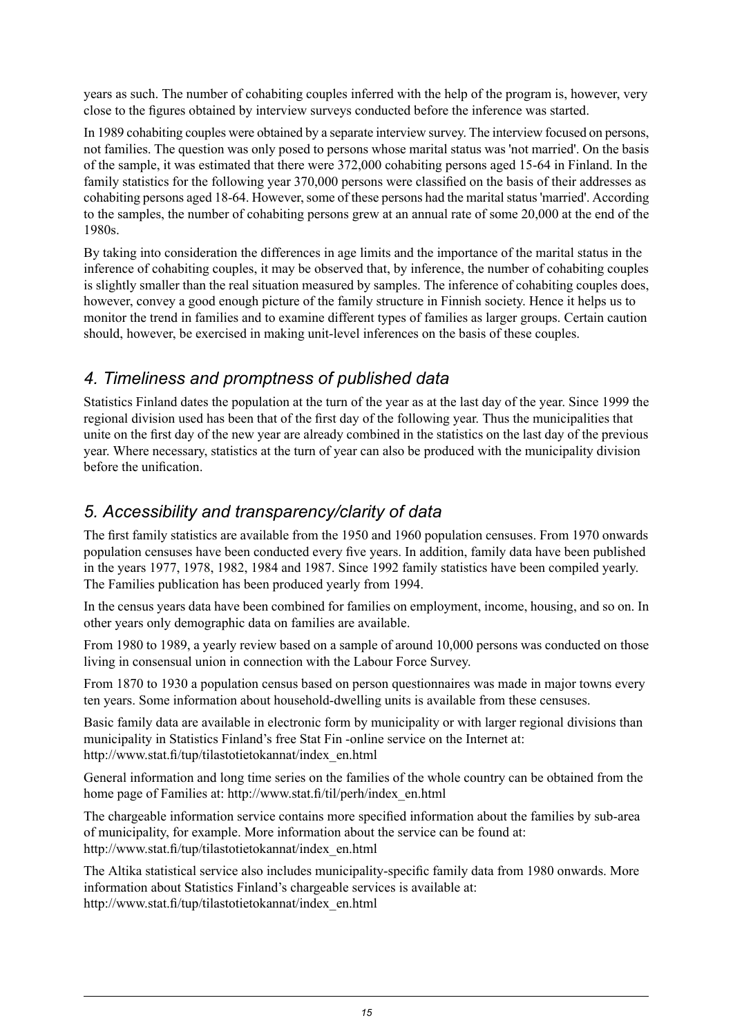years as such. The number of cohabiting couples inferred with the help of the program is, however, very close to the figures obtained by interview surveys conducted before the inference was started.

In 1989 cohabiting couples were obtained by a separate interview survey. The interview focused on persons, not families. The question was only posed to persons whose marital status was 'not married'. On the basis of the sample, it was estimated that there were 372,000 cohabiting persons aged 15-64 in Finland. In the family statistics for the following year 370,000 persons were classified on the basis of their addresses as cohabiting persons aged 18-64. However, some of these persons had the marital status 'married'. According to the samples, the number of cohabiting persons grew at an annual rate of some 20,000 at the end of the 1980s.

By taking into consideration the differences in age limits and the importance of the marital status in the inference of cohabiting couples, it may be observed that, by inference, the number of cohabiting couples is slightly smaller than the real situation measured by samples. The inference of cohabiting couples does, however, convey a good enough picture of the family structure in Finnish society. Hence it helps us to monitor the trend in families and to examine different types of families as larger groups. Certain caution should, however, be exercised in making unit-level inferences on the basis of these couples.

## *4. Timeliness and promptness of published data*

Statistics Finland dates the population at the turn of the year as at the last day of the year. Since 1999 the regional division used has been that of the first day of the following year. Thus the municipalities that unite on the first day of the new year are already combined in the statistics on the last day of the previous year. Where necessary, statistics at the turn of year can also be produced with the municipality division before the unification.

## *5. Accessibility and transparency/clarity of data*

The first family statistics are available from the 1950 and 1960 population censuses. From 1970 onwards population censuses have been conducted every five years. In addition, family data have been published in the years 1977, 1978, 1982, 1984 and 1987. Since 1992 family statistics have been compiled yearly. The Families publication has been produced yearly from 1994.

In the census years data have been combined for families on employment, income, housing, and so on. In other years only demographic data on families are available.

From 1980 to 1989, a yearly review based on a sample of around 10,000 persons was conducted on those living in consensual union in connection with the Labour Force Survey.

From 1870 to 1930 a population census based on person questionnaires was made in major towns every ten years. Some information about household-dwelling units is available from these censuses.

Basic family data are available in electronic form by municipality or with larger regional divisions than municipality in Statistics Finland's free Stat Fin -online service on the Internet at: http://www.stat.fi/tup/tilastotietokannat/index_en.html

General information and long time series on the families of the whole country can be obtained from the home page of Families at: http://www.stat.fi/til/perh/index_en.html

The chargeable information service contains more specified information about the families by sub-area of municipality, for example. More information about the service can be found at: http://www.stat.fi/tup/tilastotietokannat/index_en.html

The Altika statistical service also includes municipality-specific family data from 1980 onwards. More information about Statistics Finland's chargeable services is available at: http://www.stat.fi/tup/tilastotietokannat/index_en.html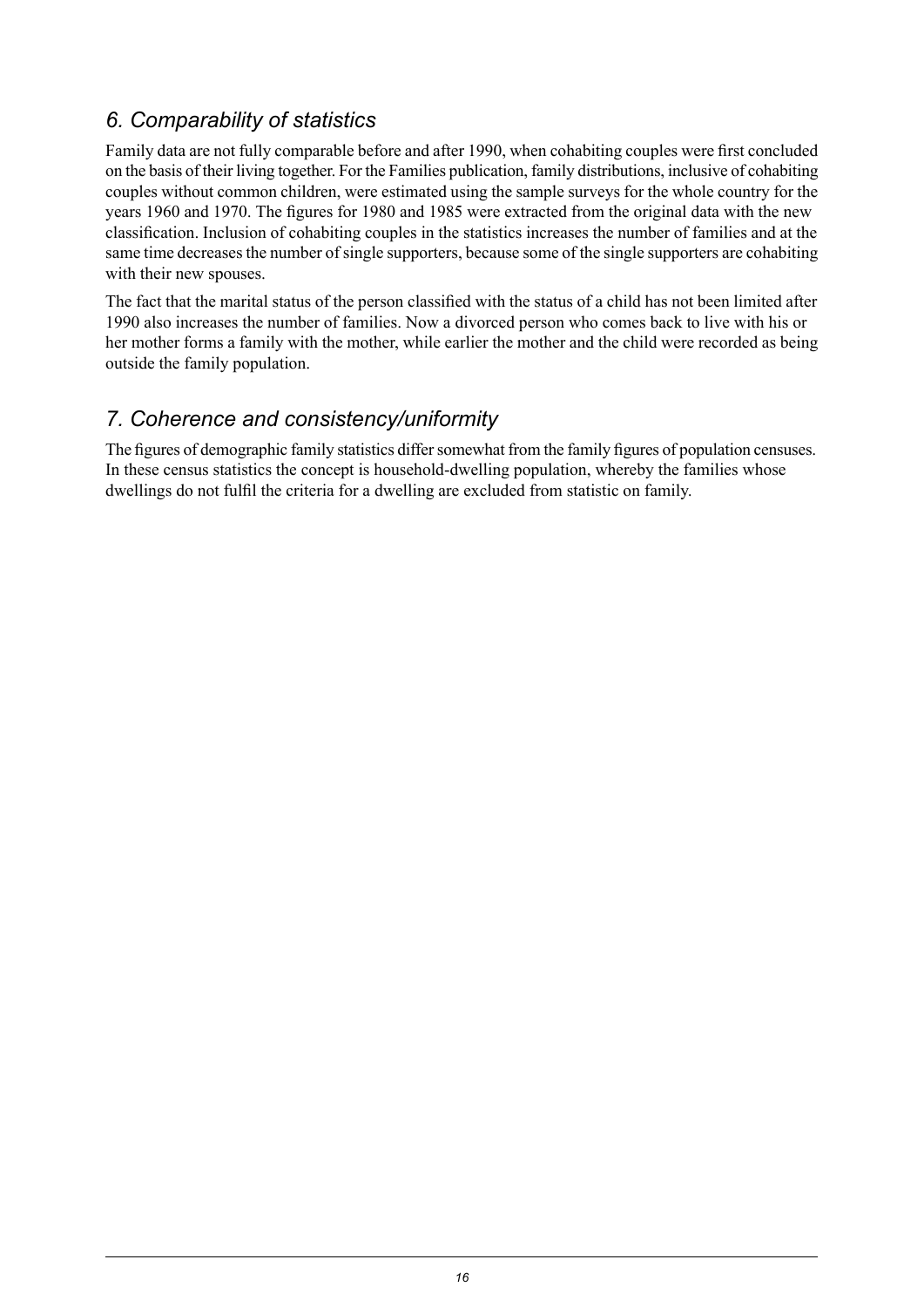## *6. Comparability of statistics*

Family data are not fully comparable before and after 1990, when cohabiting couples were first concluded on the basis of their living together. For the Families publication, family distributions, inclusive of cohabiting couples without common children, were estimated using the sample surveys for the whole country for the years 1960 and 1970. The figures for 1980 and 1985 were extracted from the original data with the new classification. Inclusion of cohabiting couples in the statistics increases the number of families and at the same time decreases the number of single supporters, because some of the single supporters are cohabiting with their new spouses.

The fact that the marital status of the person classified with the status of a child has not been limited after 1990 also increases the number of families. Now a divorced person who comes back to live with his or her mother forms a family with the mother, while earlier the mother and the child were recorded as being outside the family population.

## *7. Coherence and consistency/uniformity*

The figures of demographic family statistics differ somewhat from the family figures of population censuses. In these census statistics the concept is household-dwelling population, whereby the families whose dwellings do not fulfil the criteria for a dwelling are excluded from statistic on family.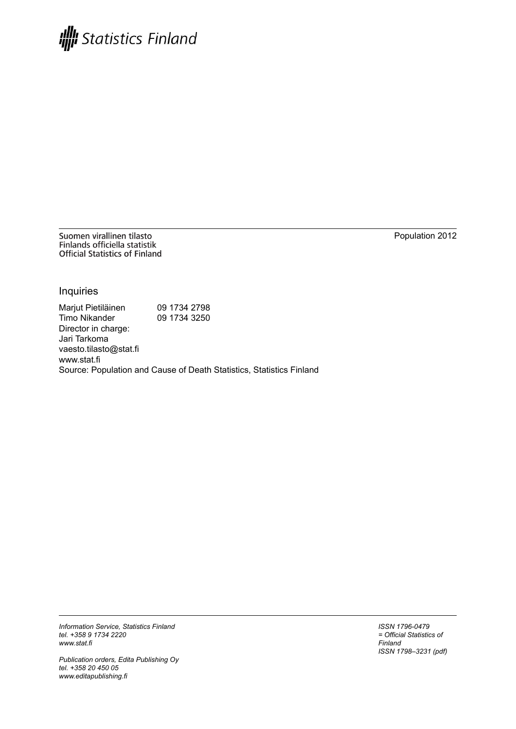Statistics Finland

Suomen virallinen tilasto
Finlands officiella statistik
**Official Statistics of Finland**

Population 2012

## Inquiries

Marjut Pietiläinen 09 1734 2798
Timo Nikander 09 1734 3250
Director in charge:
Jari Tarkoma
vaesto.tilasto@stat.fi
www.stat.fi
Source: Population and Cause of Death Statistics, Statistics Finland

*Information Service, Statistics Finland*
*tel. +358 9 1734 2220*
*www.stat.fi*

*Publication orders, Edita Publishing Oy*
*tel. +358 20 450 05*
*www.editapublishing.fi*

*ISSN 1796-0479*
*= Official Statistics of Finland*
*ISSN 1798–3231 (pdf)*